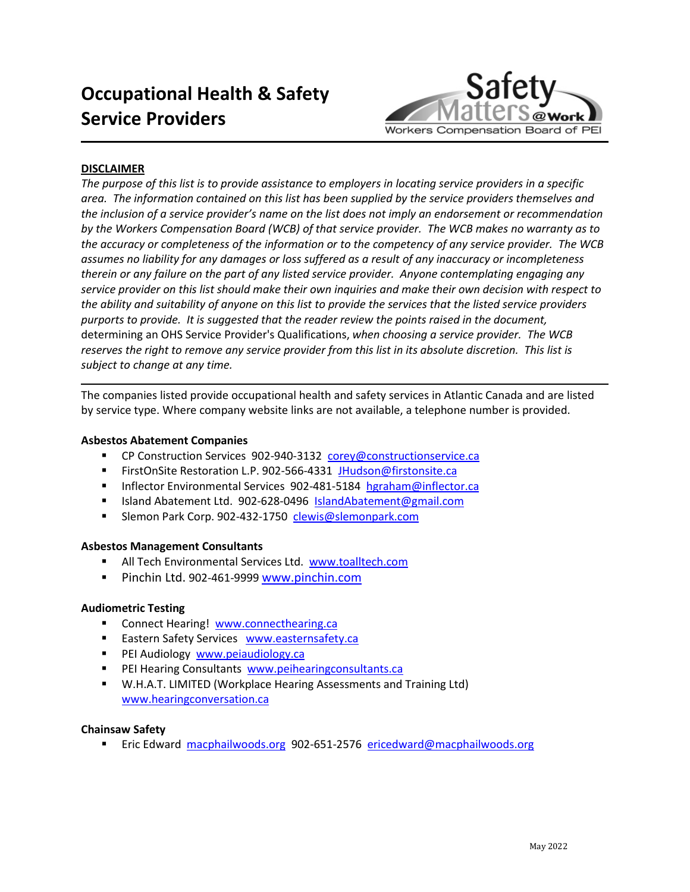# Occupational Health & Safety Service Providers

Safety Matters @Work
Workers Compensation Board of PEI

**DISCLAIMER**

*The purpose of this list is to provide assistance to employers in locating service providers in a specific area. The information contained on this list has been supplied by the service providers themselves and the inclusion of a service provider's name on the list does not imply an endorsement or recommendation by the Workers Compensation Board (WCB) of that service provider. The WCB makes no warranty as to the accuracy or completeness of the information or to the competency of any service provider. The WCB assumes no liability for any damages or loss suffered as a result of any inaccuracy or incompleteness therein or any failure on the part of any listed service provider. Anyone contemplating engaging any service provider on this list should make their own inquiries and make their own decision with respect to the ability and suitability of anyone on this list to provide the services that the listed service providers purports to provide. It is suggested that the reader review the points raised in the document,* determining an OHS Service Provider's Qualifications, *when choosing a service provider. The WCB reserves the right to remove any service provider from this list in its absolute discretion. This list is subject to change at any time.*

---

The companies listed provide occupational health and safety services in Atlantic Canada and are listed by service type. Where company website links are not available, a telephone number is provided.

**Asbestos Abatement Companies**

- CP Construction Services 902-940-3132 corey@constructionservice.ca
- FirstOnSite Restoration L.P. 902-566-4331 JHudson@firstonsite.ca
- Inflector Environmental Services 902-481-5184 hgraham@inflector.ca
- Island Abatement Ltd. 902-628-0496 IslandAbatement@gmail.com
- Slemon Park Corp. 902-432-1750 clewis@slemonpark.com

**Asbestos Management Consultants**

- All Tech Environmental Services Ltd. www.toalltech.com
- Pinchin Ltd. 902-461-9999 www.pinchin.com

**Audiometric Testing**

- Connect Hearing! www.connecthearing.ca
- Eastern Safety Services www.easternsafety.ca
- PEI Audiology www.peiaudiology.ca
- PEI Hearing Consultants www.peihearingconsultants.ca
- W.H.A.T. LIMITED (Workplace Hearing Assessments and Training Ltd) www.hearingconversation.ca

**Chainsaw Safety**

- Eric Edward macphailwoods.org 902-651-2576 ericedward@macphailwoods.org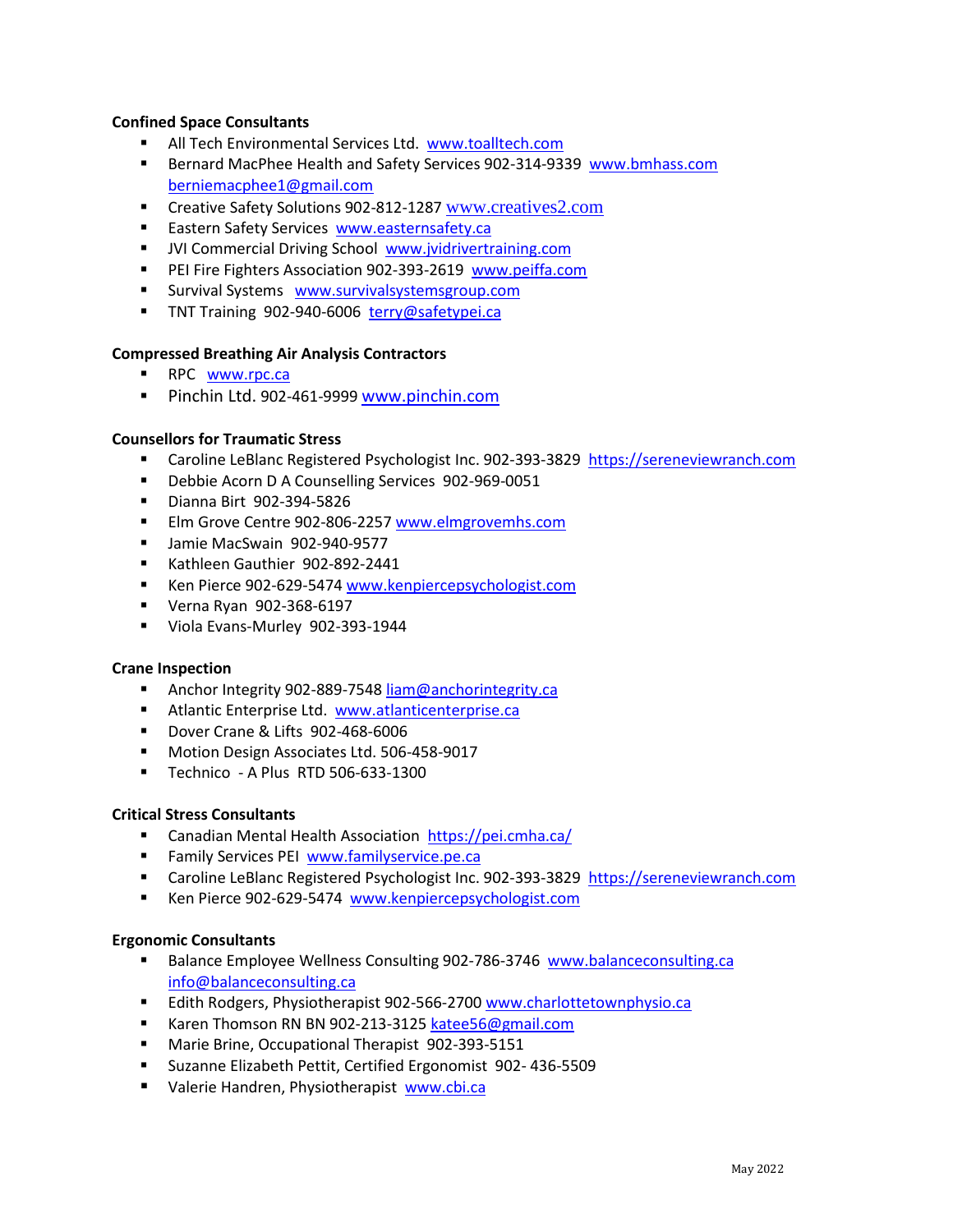**Confined Space Consultants**

- All Tech Environmental Services Ltd. www.toalltech.com
- Bernard MacPhee Health and Safety Services 902-314-9339 www.bmhass.com berniemacphee1@gmail.com
- Creative Safety Solutions 902-812-1287 www.creatives2.com
- Eastern Safety Services www.easternsafety.ca
- JVI Commercial Driving School www.jvidrivertraining.com
- PEI Fire Fighters Association 902-393-2619 www.peiffa.com
- Survival Systems www.survivalsystemsgroup.com
- TNT Training 902-940-6006 terry@safetypei.ca

**Compressed Breathing Air Analysis Contractors**

- RPC www.rpc.ca
- Pinchin Ltd. 902-461-9999 www.pinchin.com

**Counsellors for Traumatic Stress**

- Caroline LeBlanc Registered Psychologist Inc. 902-393-3829 https://sereneviewranch.com
- Debbie Acorn D A Counselling Services 902-969-0051
- Dianna Birt 902-394-5826
- Elm Grove Centre 902-806-2257 www.elmgrovemhs.com
- Jamie MacSwain 902-940-9577
- Kathleen Gauthier 902-892-2441
- Ken Pierce 902-629-5474 www.kenpiercepsychologist.com
- Verna Ryan 902-368-6197
- Viola Evans-Murley 902-393-1944

**Crane Inspection**

- Anchor Integrity 902-889-7548 liam@anchorintegrity.ca
- Atlantic Enterprise Ltd. www.atlanticenterprise.ca
- Dover Crane & Lifts 902-468-6006
- Motion Design Associates Ltd. 506-458-9017
- Technico - A Plus RTD 506-633-1300

**Critical Stress Consultants**

- Canadian Mental Health Association https://pei.cmha.ca/
- Family Services PEI www.familyservice.pe.ca
- Caroline LeBlanc Registered Psychologist Inc. 902-393-3829 https://sereneviewranch.com
- Ken Pierce 902-629-5474 www.kenpiercepsychologist.com

**Ergonomic Consultants**

- Balance Employee Wellness Consulting 902-786-3746 www.balanceconsulting.ca info@balanceconsulting.ca
- Edith Rodgers, Physiotherapist 902-566-2700 www.charlottetownphysio.ca
- Karen Thomson RN BN 902-213-3125 katee56@gmail.com
- Marie Brine, Occupational Therapist 902-393-5151
- Suzanne Elizabeth Pettit, Certified Ergonomist 902- 436-5509
- Valerie Handren, Physiotherapist www.cbi.ca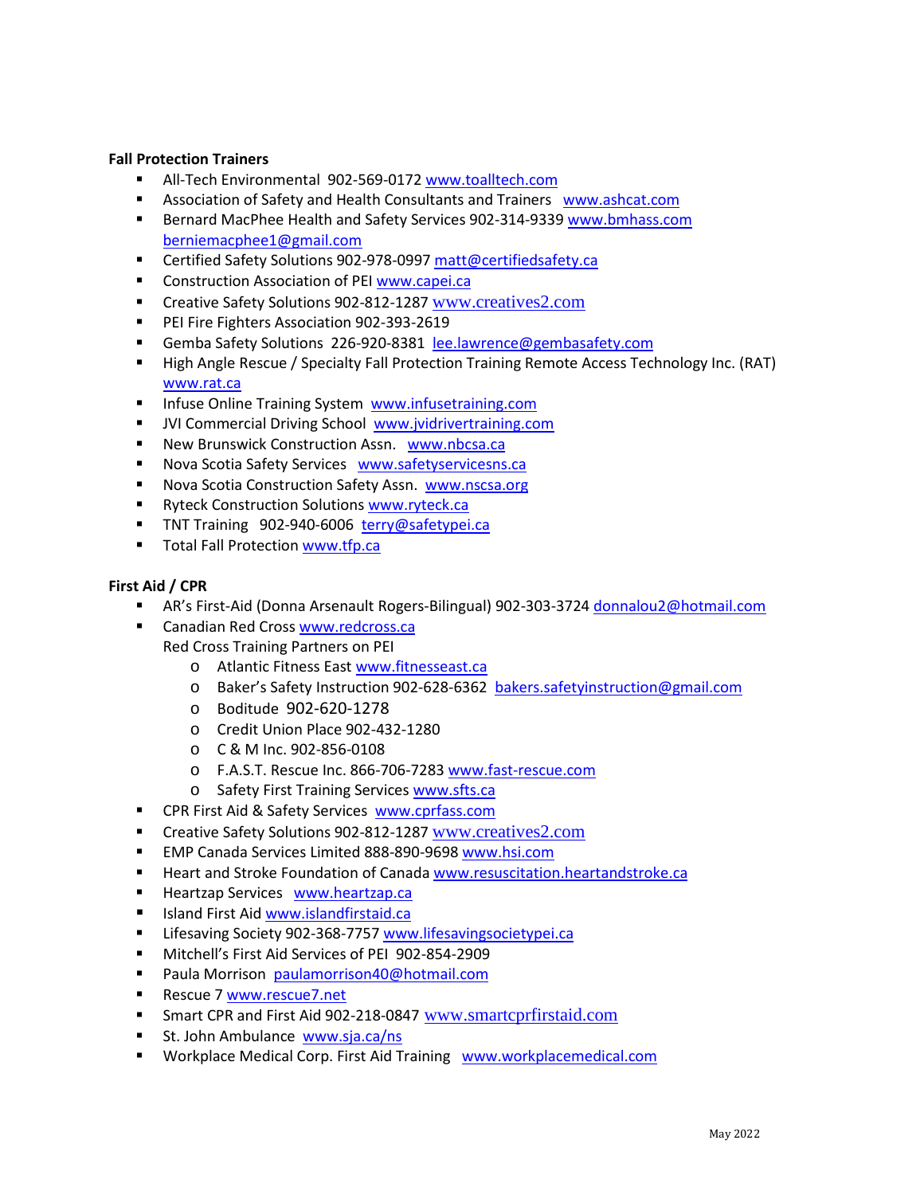**Fall Protection Trainers**

- All-Tech Environmental 902-569-0172 www.toalltech.com
- Association of Safety and Health Consultants and Trainers www.ashcat.com
- Bernard MacPhee Health and Safety Services 902-314-9339 www.bmhass.com berniemacphee1@gmail.com
- Certified Safety Solutions 902-978-0997 matt@certifiedsafety.ca
- Construction Association of PEI www.capei.ca
- Creative Safety Solutions 902-812-1287 www.creatives2.com
- PEI Fire Fighters Association 902-393-2619
- Gemba Safety Solutions 226-920-8381 lee.lawrence@gembasafety.com
- High Angle Rescue / Specialty Fall Protection Training Remote Access Technology Inc. (RAT) www.rat.ca
- Infuse Online Training System www.infusetraining.com
- JVI Commercial Driving School www.jvidrivertraining.com
- New Brunswick Construction Assn. www.nbcsa.ca
- Nova Scotia Safety Services www.safetyservicesns.ca
- Nova Scotia Construction Safety Assn. www.nscsa.org
- Ryteck Construction Solutions www.ryteck.ca
- TNT Training 902-940-6006 terry@safetypei.ca
- Total Fall Protection www.tfp.ca

**First Aid / CPR**

- AR's First-Aid (Donna Arsenault Rogers-Bilingual) 902-303-3724 donnalou2@hotmail.com
- Canadian Red Cross www.redcross.ca

  Red Cross Training Partners on PEI
  - Atlantic Fitness East www.fitnesseast.ca
  - Baker's Safety Instruction 902-628-6362 bakers.safetyinstruction@gmail.com
  - Boditude 902-620-1278
  - Credit Union Place 902-432-1280
  - C & M Inc. 902-856-0108
  - F.A.S.T. Rescue Inc. 866-706-7283 www.fast-rescue.com
  - Safety First Training Services www.sfts.ca
- CPR First Aid & Safety Services www.cprfass.com
- Creative Safety Solutions 902-812-1287 www.creatives2.com
- EMP Canada Services Limited 888-890-9698 www.hsi.com
- Heart and Stroke Foundation of Canada www.resuscitation.heartandstroke.ca
- Heartzap Services www.heartzap.ca
- Island First Aid www.islandfirstaid.ca
- Lifesaving Society 902-368-7757 www.lifesavingsocietypei.ca
- Mitchell's First Aid Services of PEI 902-854-2909
- Paula Morrison paulamorrison40@hotmail.com
- Rescue 7 www.rescue7.net
- Smart CPR and First Aid 902-218-0847 www.smartcprfirstaid.com
- St. John Ambulance www.sja.ca/ns
- Workplace Medical Corp. First Aid Training www.workplacemedical.com

May 2022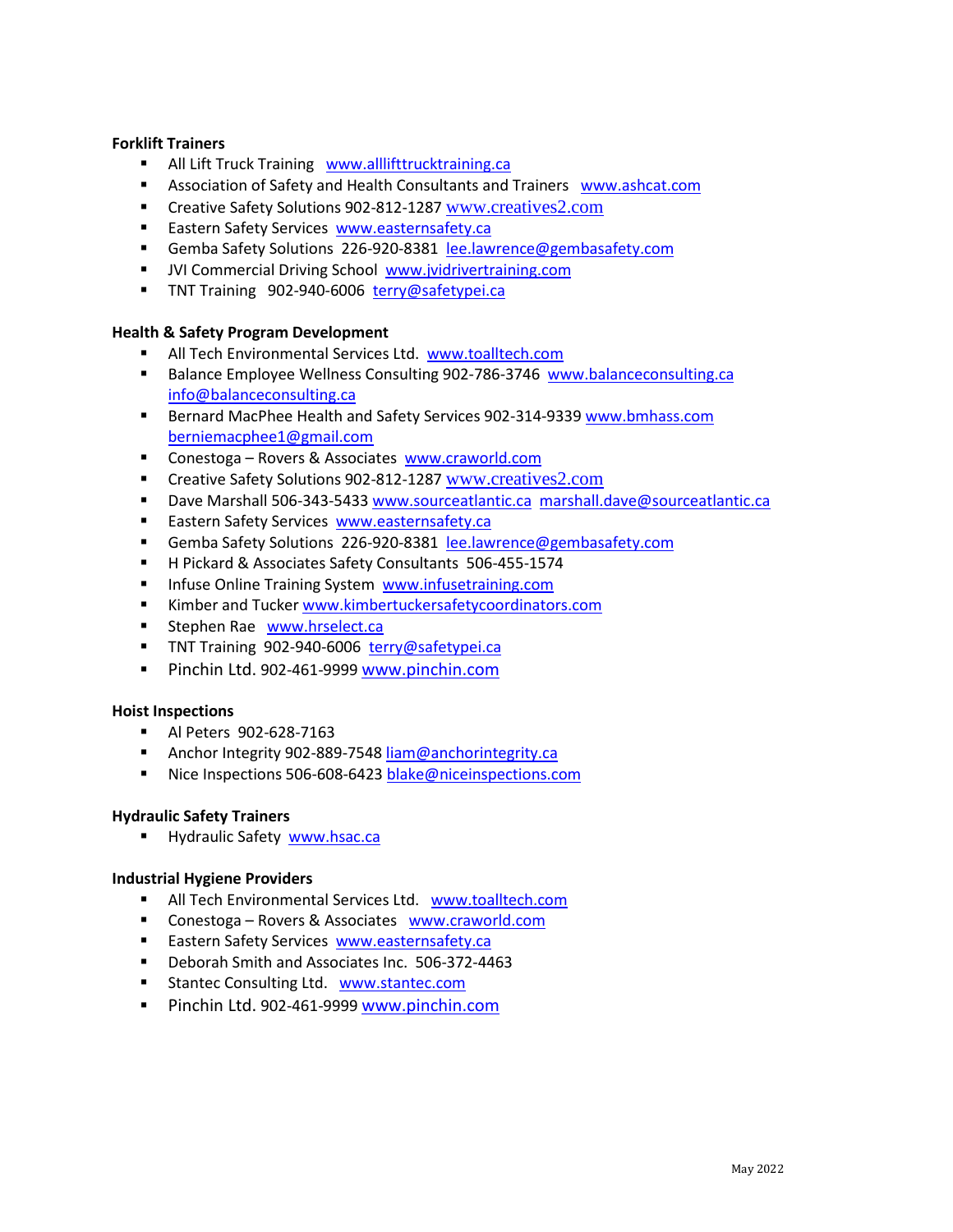**Forklift Trainers**

- All Lift Truck Training www.alllifttrucktraining.ca
- Association of Safety and Health Consultants and Trainers www.ashcat.com
- Creative Safety Solutions 902-812-1287 www.creatives2.com
- Eastern Safety Services www.easternsafety.ca
- Gemba Safety Solutions 226-920-8381 lee.lawrence@gembasafety.com
- JVI Commercial Driving School www.jvidrivertraining.com
- TNT Training 902-940-6006 terry@safetypei.ca

**Health & Safety Program Development**

- All Tech Environmental Services Ltd. www.toalltech.com
- Balance Employee Wellness Consulting 902-786-3746 www.balanceconsulting.ca info@balanceconsulting.ca
- Bernard MacPhee Health and Safety Services 902-314-9339 www.bmhass.com berniemacphee1@gmail.com
- Conestoga – Rovers & Associates www.craworld.com
- Creative Safety Solutions 902-812-1287 www.creatives2.com
- Dave Marshall 506-343-5433 www.sourceatlantic.ca marshall.dave@sourceatlantic.ca
- Eastern Safety Services www.easternsafety.ca
- Gemba Safety Solutions 226-920-8381 lee.lawrence@gembasafety.com
- H Pickard & Associates Safety Consultants 506-455-1574
- Infuse Online Training System www.infusetraining.com
- Kimber and Tucker www.kimbertuckersafetycoordinators.com
- Stephen Rae www.hrselect.ca
- TNT Training 902-940-6006 terry@safetypei.ca
- Pinchin Ltd. 902-461-9999 www.pinchin.com

**Hoist Inspections**

- Al Peters 902-628-7163
- Anchor Integrity 902-889-7548 liam@anchorintegrity.ca
- Nice Inspections 506-608-6423 blake@niceinspections.com

**Hydraulic Safety Trainers**

- Hydraulic Safety www.hsac.ca

**Industrial Hygiene Providers**

- All Tech Environmental Services Ltd. www.toalltech.com
- Conestoga – Rovers & Associates www.craworld.com
- Eastern Safety Services www.easternsafety.ca
- Deborah Smith and Associates Inc. 506-372-4463
- Stantec Consulting Ltd. www.stantec.com
- Pinchin Ltd. 902-461-9999 www.pinchin.com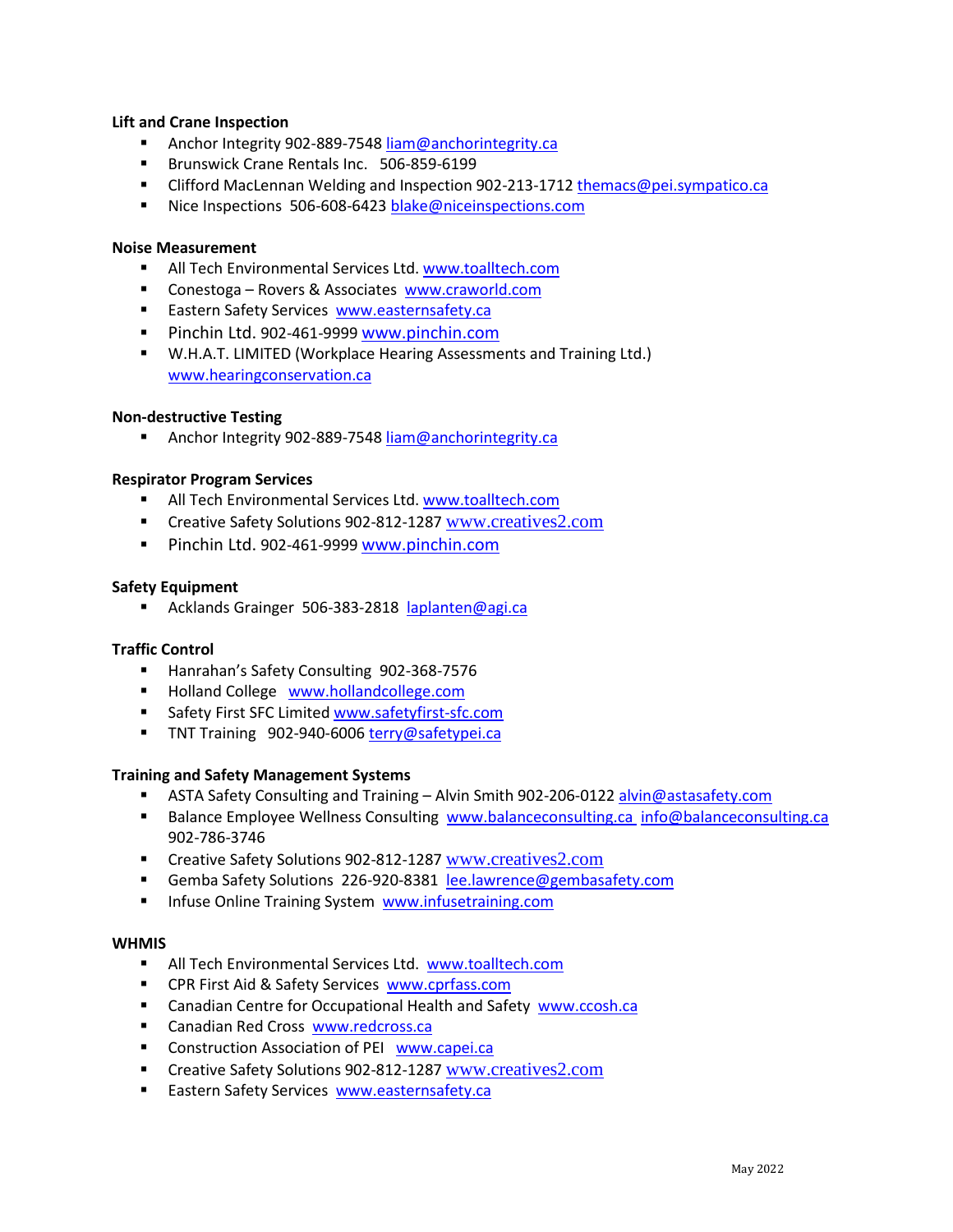**Lift and Crane Inspection**

- Anchor Integrity 902-889-7548 liam@anchorintegrity.ca
- Brunswick Crane Rentals Inc. 506-859-6199
- Clifford MacLennan Welding and Inspection 902-213-1712 themacs@pei.sympatico.ca
- Nice Inspections 506-608-6423 blake@niceinspections.com

**Noise Measurement**

- All Tech Environmental Services Ltd. www.toalltech.com
- Conestoga – Rovers & Associates www.craworld.com
- Eastern Safety Services www.easternsafety.ca
- Pinchin Ltd. 902-461-9999 www.pinchin.com
- W.H.A.T. LIMITED (Workplace Hearing Assessments and Training Ltd.) www.hearingconservation.ca

**Non-destructive Testing**

- Anchor Integrity 902-889-7548 liam@anchorintegrity.ca

**Respirator Program Services**

- All Tech Environmental Services Ltd. www.toalltech.com
- Creative Safety Solutions 902-812-1287 www.creatives2.com
- Pinchin Ltd. 902-461-9999 www.pinchin.com

**Safety Equipment**

- Acklands Grainger 506-383-2818 laplanten@agi.ca

**Traffic Control**

- Hanrahan's Safety Consulting 902-368-7576
- Holland College www.hollandcollege.com
- Safety First SFC Limited www.safetyfirst-sfc.com
- TNT Training 902-940-6006 terry@safetypei.ca

**Training and Safety Management Systems**

- ASTA Safety Consulting and Training – Alvin Smith 902-206-0122 alvin@astasafety.com
- Balance Employee Wellness Consulting www.balanceconsulting.ca info@balanceconsulting.ca 902-786-3746
- Creative Safety Solutions 902-812-1287 www.creatives2.com
- Gemba Safety Solutions 226-920-8381 lee.lawrence@gembasafety.com
- Infuse Online Training System www.infusetraining.com

**WHMIS**

- All Tech Environmental Services Ltd. www.toalltech.com
- CPR First Aid & Safety Services www.cprfass.com
- Canadian Centre for Occupational Health and Safety www.ccosh.ca
- Canadian Red Cross www.redcross.ca
- Construction Association of PEI www.capei.ca
- Creative Safety Solutions 902-812-1287 www.creatives2.com
- Eastern Safety Services www.easternsafety.ca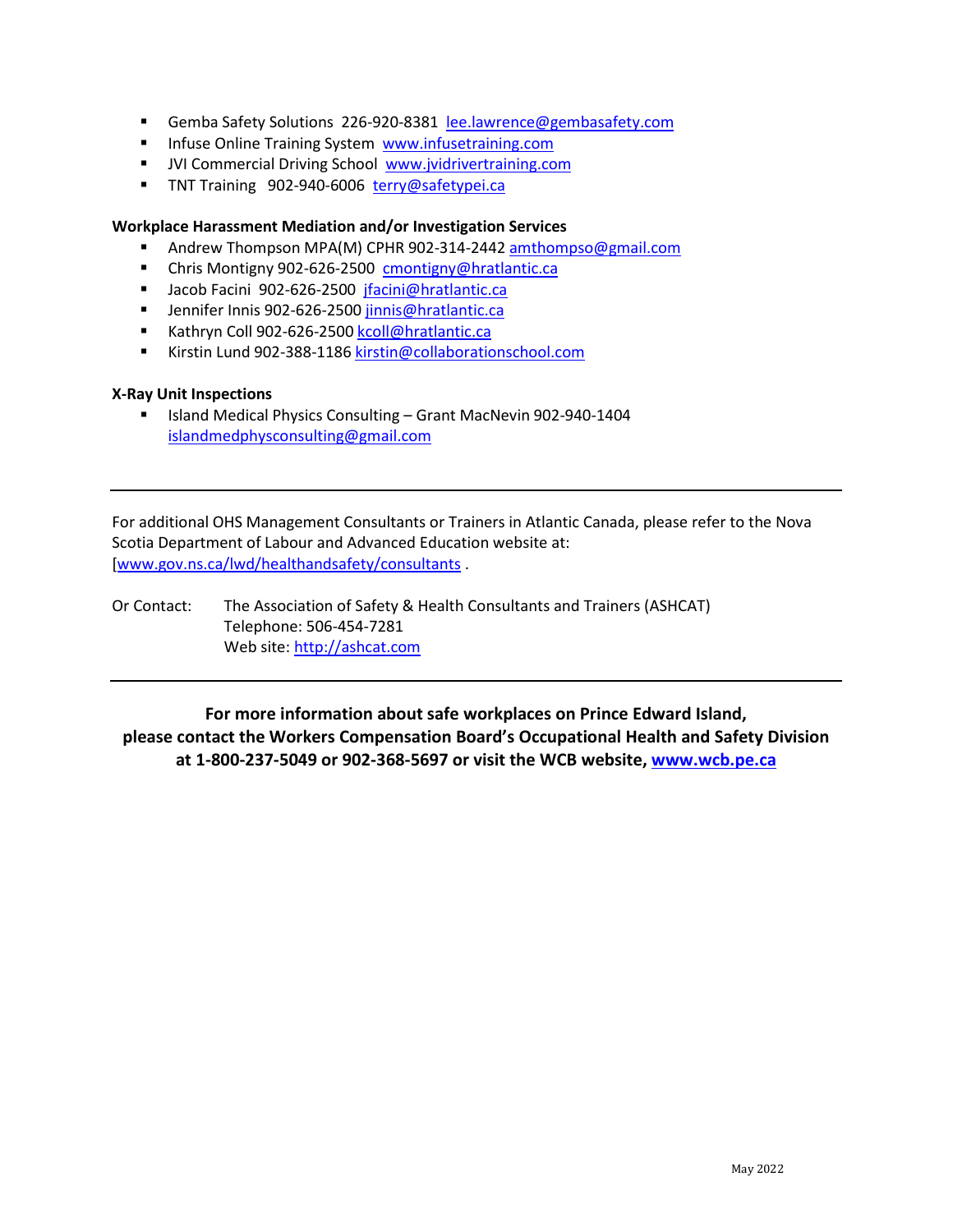- Gemba Safety Solutions 226-920-8381 lee.lawrence@gembasafety.com
- Infuse Online Training System www.infusetraining.com
- JVI Commercial Driving School www.jvidrivertraining.com
- TNT Training 902-940-6006 terry@safetypei.ca

**Workplace Harassment Mediation and/or Investigation Services**

- Andrew Thompson MPA(M) CPHR 902-314-2442 amthompso@gmail.com
- Chris Montigny 902-626-2500 cmontigny@hratlantic.ca
- Jacob Facini 902-626-2500 jfacini@hratlantic.ca
- Jennifer Innis 902-626-2500 jinnis@hratlantic.ca
- Kathryn Coll 902-626-2500 kcoll@hratlantic.ca
- Kirstin Lund 902-388-1186 kirstin@collaborationschool.com

**X-Ray Unit Inspections**

- Island Medical Physics Consulting – Grant MacNevin 902-940-1404 islandmedphysconsulting@gmail.com

---

For additional OHS Management Consultants or Trainers in Atlantic Canada, please refer to the Nova Scotia Department of Labour and Advanced Education website at: [www.gov.ns.ca/lwd/healthandsafety/consultants .

Or Contact: The Association of Safety & Health Consultants and Trainers (ASHCAT)
Telephone: 506-454-7281
Web site: http://ashcat.com

---

**For more information about safe workplaces on Prince Edward Island, please contact the Workers Compensation Board's Occupational Health and Safety Division at 1-800-237-5049 or 902-368-5697 or visit the WCB website, www.wcb.pe.ca**

May 2022